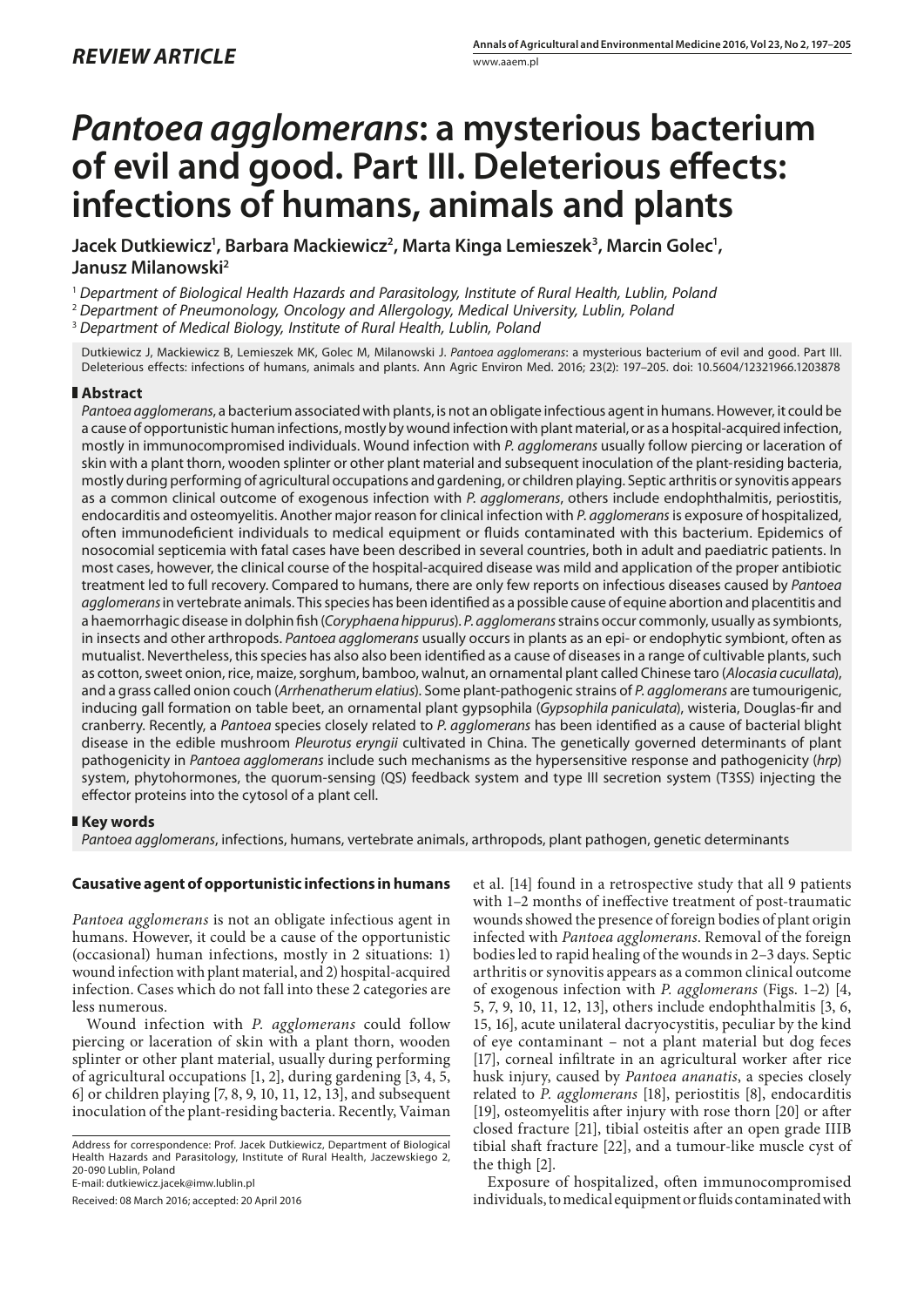*REVIEW ARTICLE*

# *Pantoea agglomerans*: a mysterious bacterium of evil and good. Part III. Deleterious effects: infections of humans, animals and plants

**Jacek Dutkiewicz[1], Barbara Mackiewicz[2], Marta Kinga Lemieszek[3], Marcin Golec[1], Janusz Milanowski[2]**

[1] *Department of Biological Health Hazards and Parasitology, Institute of Rural Health, Lublin, Poland*
[2] *Department of Pneumonology, Oncology and Allergology, Medical University, Lublin, Poland*
[3] *Department of Medical Biology, Institute of Rural Health, Lublin, Poland*

Dutkiewicz J, Mackiewicz B, Lemieszek MK, Golec M, Milanowski J. *Pantoea agglomerans*: a mysterious bacterium of evil and good. Part III. Deleterious effects: infections of humans, animals and plants. Ann Agric Environ Med. 2016; 23(2): 197–205. doi: 10.5604/12321966.1203878

## Abstract

*Pantoea agglomerans*, a bacterium associated with plants, is not an obligate infectious agent in humans. However, it could be a cause of opportunistic human infections, mostly by wound infection with plant material, or as a hospital-acquired infection, mostly in immunocompromised individuals. Wound infection with *P. agglomerans* usually follow piercing or laceration of skin with a plant thorn, wooden splinter or other plant material and subsequent inoculation of the plant-residing bacteria, mostly during performing of agricultural occupations and gardening, or children playing. Septic arthritis or synovitis appears as a common clinical outcome of exogenous infection with *P. agglomerans*, others include endophthalmitis, periostitis, endocarditis and osteomyelitis. Another major reason for clinical infection with *P. agglomerans* is exposure of hospitalized, often immunodeficient individuals to medical equipment or fluids contaminated with this bacterium. Epidemics of nosocomial septicemia with fatal cases have been described in several countries, both in adult and paediatric patients. In most cases, however, the clinical course of the hospital-acquired disease was mild and application of the proper antibiotic treatment led to full recovery. Compared to humans, there are only few reports on infectious diseases caused by *Pantoea agglomerans* in vertebrate animals. This species has been identified as a possible cause of equine abortion and placentitis and a haemorrhagic disease in dolphin fish (*Coryphaena hippurus*). *P. agglomerans* strains occur commonly, usually as symbionts, in insects and other arthropods. *Pantoea agglomerans* usually occurs in plants as an epi- or endophytic symbiont, often as mutualist. Nevertheless, this species has also also been identified as a cause of diseases in a range of cultivable plants, such as cotton, sweet onion, rice, maize, sorghum, bamboo, walnut, an ornamental plant called Chinese taro (*Alocasia cucullata*), and a grass called onion couch (*Arrhenatherum elatius*). Some plant-pathogenic strains of *P. agglomerans* are tumourigenic, inducing gall formation on table beet, an ornamental plant gypsophila (*Gypsophila paniculata*), wisteria, Douglas-fir and cranberry. Recently, a *Pantoea* species closely related to *P. agglomerans* has been identified as a cause of bacterial blight disease in the edible mushroom *Pleurotus eryngii* cultivated in China. The genetically governed determinants of plant pathogenicity in *Pantoea agglomerans* include such mechanisms as the hypersensitive response and pathogenicity (*hrp*) system, phytohormones, the quorum-sensing (QS) feedback system and type III secretion system (T3SS) injecting the effector proteins into the cytosol of a plant cell.

## Key words

*Pantoea agglomerans*, infections, humans, vertebrate animals, arthropods, plant pathogen, genetic determinants

### Causative agent of opportunistic infections in humans

*Pantoea agglomerans* is not an obligate infectious agent in humans. However, it could be a cause of the opportunistic (occasional) human infections, mostly in 2 situations: 1) wound infection with plant material, and 2) hospital-acquired infection. Cases which do not fall into these 2 categories are less numerous.

Wound infection with *P. agglomerans* could follow piercing or laceration of skin with a plant thorn, wooden splinter or other plant material, usually during performing of agricultural occupations [1, 2], during gardening [3, 4, 5, 6] or children playing [7, 8, 9, 10, 11, 12, 13], and subsequent inoculation of the plant-residing bacteria. Recently, Vaiman et al. [14] found in a retrospective study that all 9 patients with 1–2 months of ineffective treatment of post-traumatic wounds showed the presence of foreign bodies of plant origin infected with *Pantoea agglomerans*. Removal of the foreign bodies led to rapid healing of the wounds in 2–3 days. Septic arthritis or synovitis appears as a common clinical outcome of exogenous infection with *P. agglomerans* (Figs. 1–2) [4, 5, 7, 9, 10, 11, 12, 13], others include endophthalmitis [3, 6, 15, 16], acute unilateral dacryocystitis, peculiar by the kind of eye contaminant – not a plant material but dog feces [17], corneal infiltrate in an agricultural worker after rice husk injury, caused by *Pantoea ananatis*, a species closely related to *P. agglomerans* [18], periostitis [8], endocarditis [19], osteomyelitis after injury with rose thorn [20] or after closed fracture [21], tibial osteitis after an open grade IIIB tibial shaft fracture [22], and a tumour-like muscle cyst of the thigh [2].

Exposure of hospitalized, often immunocompromised individuals, to medical equipment or fluids contaminated with

Address for correspondence: Prof. Jacek Dutkiewicz, Department of Biological Health Hazards and Parasitology, Institute of Rural Health, Jaczewskiego 2, 20-090 Lublin, Poland
E-mail: dutkiewicz.jacek@imw.lublin.pl

Received: 08 March 2016; accepted: 20 April 2016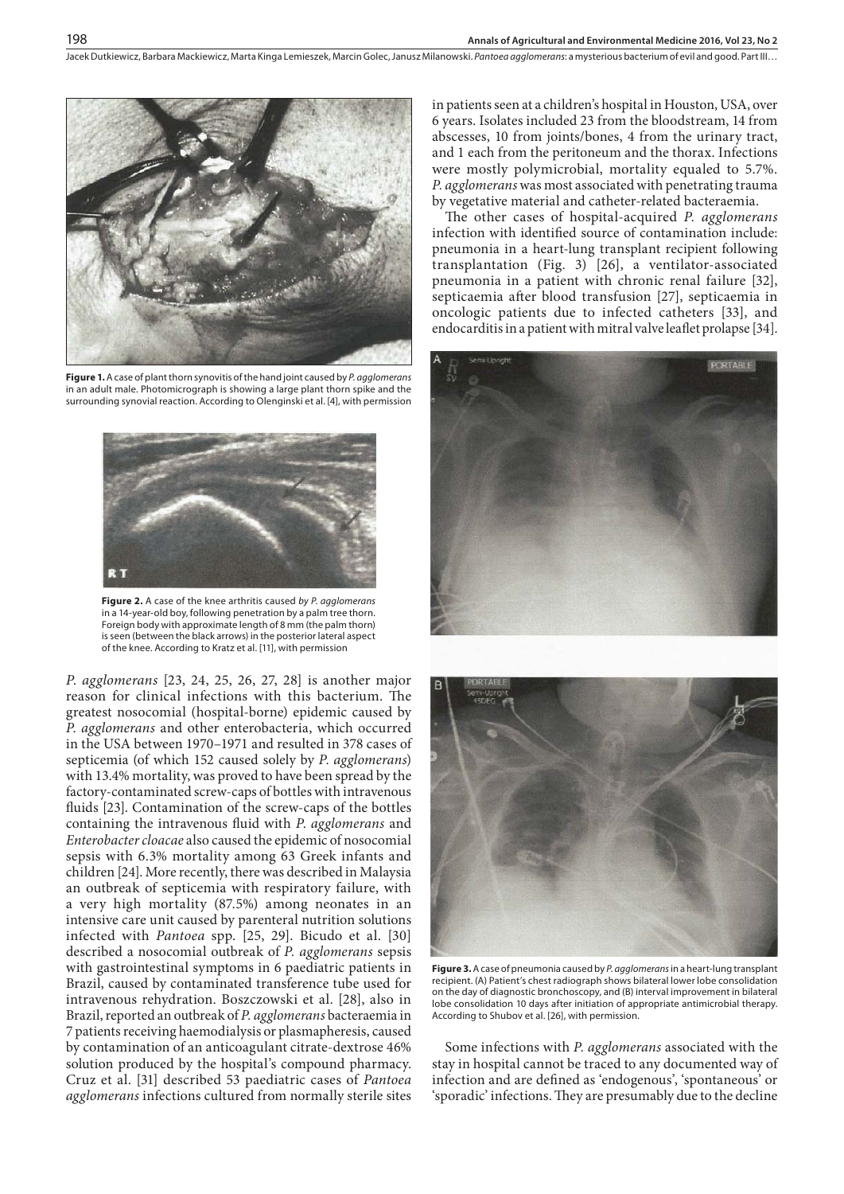**Figure 1.** A case of plant thorn synovitis of the hand joint caused by *P. agglomerans* in an adult male. Photomicrograph is showing a large plant thorn spike and the surrounding synovial reaction. According to Olenginski et al. [4], with permission

**Figure 2.** A case of the knee arthritis caused *by P. agglomerans* in a 14-year-old boy, following penetration by a palm tree thorn. Foreign body with approximate length of 8 mm (the palm thorn) is seen (between the black arrows) in the posterior lateral aspect of the knee. According to Kratz et al. [11], with permission

*P. agglomerans* [23, 24, 25, 26, 27, 28] is another major reason for clinical infections with this bacterium. The greatest nosocomial (hospital-borne) epidemic caused by *P. agglomerans* and other enterobacteria, which occurred in the USA between 1970–1971 and resulted in 378 cases of septicemia (of which 152 caused solely by *P. agglomerans*) with 13.4% mortality, was proved to have been spread by the factory-contaminated screw-caps of bottles with intravenous fluids [23]. Contamination of the screw-caps of the bottles containing the intravenous fluid with *P. agglomerans* and *Enterobacter cloacae* also caused the epidemic of nosocomial sepsis with 6.3% mortality among 63 Greek infants and children [24]. More recently, there was described in Malaysia an outbreak of septicemia with respiratory failure, with a very high mortality (87.5%) among neonates in an intensive care unit caused by parenteral nutrition solutions infected with *Pantoea* spp. [25, 29]. Bicudo et al. [30] described a nosocomial outbreak of *P. agglomerans* sepsis with gastrointestinal symptoms in 6 paediatric patients in Brazil, caused by contaminated transference tube used for intravenous rehydration. Boszczowski et al. [28], also in Brazil, reported an outbreak of *P. agglomerans* bacteraemia in 7 patients receiving haemodialysis or plasmapheresis, caused by contamination of an anticoagulant citrate-dextrose 46% solution produced by the hospital's compound pharmacy. Cruz et al. [31] described 53 paediatric cases of *Pantoea agglomerans* infections cultured from normally sterile sites in patients seen at a children's hospital in Houston, USA, over 6 years. Isolates included 23 from the bloodstream, 14 from abscesses, 10 from joints/bones, 4 from the urinary tract, and 1 each from the peritoneum and the thorax. Infections were mostly polymicrobial, mortality equaled to 5.7%. *P. agglomerans* was most associated with penetrating trauma by vegetative material and catheter-related bacteraemia.

The other cases of hospital-acquired *P. agglomerans* infection with identified source of contamination include: pneumonia in a heart-lung transplant recipient following transplantation (Fig. 3) [26], a ventilator-associated pneumonia in a patient with chronic renal failure [32], septicaemia after blood transfusion [27], septicaemia in oncologic patients due to infected catheters [33], and endocarditis in a patient with mitral valve leaflet prolapse [34].

**Figure 3.** A case of pneumonia caused by *P. agglomerans* in a heart-lung transplant recipient. (A) Patient's chest radiograph shows bilateral lower lobe consolidation on the day of diagnostic bronchoscopy, and (B) interval improvement in bilateral lobe consolidation 10 days after initiation of appropriate antimicrobial therapy. According to Shubov et al. [26], with permission.

Some infections with *P. agglomerans* associated with the stay in hospital cannot be traced to any documented way of infection and are defined as 'endogenous', 'spontaneous' or 'sporadic' infections. They are presumably due to the decline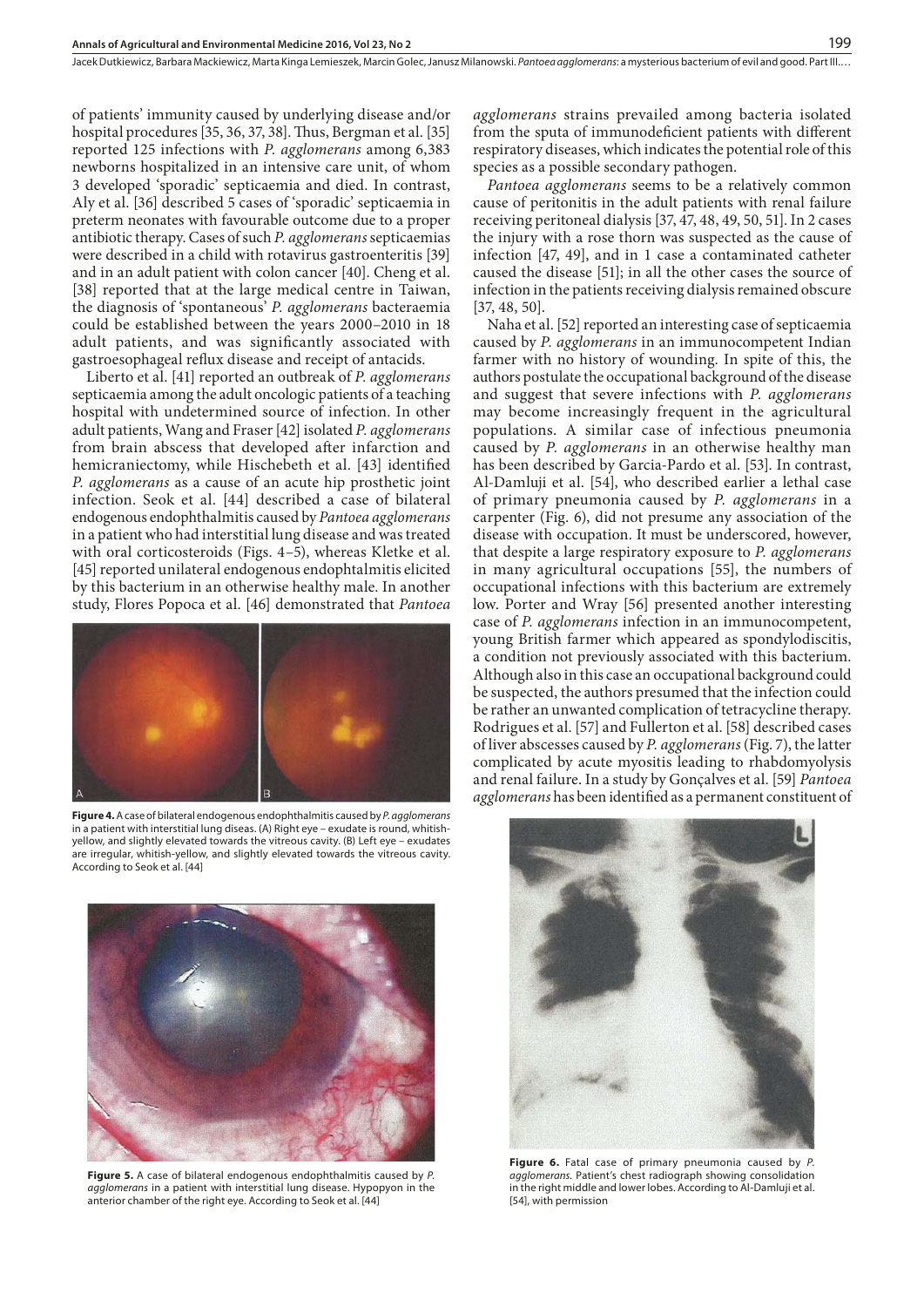of patients' immunity caused by underlying disease and/or hospital procedures [35, 36, 37, 38]. Thus, Bergman et al. [35] reported 125 infections with *P. agglomerans* among 6,383 newborns hospitalized in an intensive care unit, of whom 3 developed 'sporadic' septicaemia and died. In contrast, Aly et al. [36] described 5 cases of 'sporadic' septicaemia in preterm neonates with favourable outcome due to a proper antibiotic therapy. Cases of such *P. agglomerans* septicaemias were described in a child with rotavirus gastroenteritis [39] and in an adult patient with colon cancer [40]. Cheng et al. [38] reported that at the large medical centre in Taiwan, the diagnosis of 'spontaneous' *P. agglomerans* bacteraemia could be established between the years 2000–2010 in 18 adult patients, and was significantly associated with gastroesophageal reflux disease and receipt of antacids.

Liberto et al. [41] reported an outbreak of *P. agglomerans* septicaemia among the adult oncologic patients of a teaching hospital with undetermined source of infection. In other adult patients, Wang and Fraser [42] isolated *P. agglomerans* from brain abscess that developed after infarction and hemicraniectomy, while Hischebeth et al. [43] identified *P. agglomerans* as a cause of an acute hip prosthetic joint infection. Seok et al. [44] described a case of bilateral endogenous endophthalmitis caused by *Pantoea agglomerans* in a patient who had interstitial lung disease and was treated with oral corticosteroids (Figs. 4–5), whereas Kletke et al. [45] reported unilateral endogenous endophtalmitis elicited by this bacterium in an otherwise healthy male. In another study, Flores Popoca et al. [46] demonstrated that *Pantoea agglomerans* strains prevailed among bacteria isolated from the sputa of immunodeficient patients with different respiratory diseases, which indicates the potential role of this species as a possible secondary pathogen.

**Figure 4.** A case of bilateral endogenous endophthalmitis caused by *P. agglomerans* in a patient with interstitial lung diseas. (A) Right eye – exudate is round, whitish-yellow, and slightly elevated towards the vitreous cavity. (B) Left eye – exudates are irregular, whitish-yellow, and slightly elevated towards the vitreous cavity. According to Seok et al. [44]

**Figure 5.** A case of bilateral endogenous endophthalmitis caused by *P. agglomerans* in a patient with interstitial lung disease. Hypopyon in the anterior chamber of the right eye. According to Seok et al. [44]

*Pantoea agglomerans* seems to be a relatively common cause of peritonitis in the adult patients with renal failure receiving peritoneal dialysis [37, 47, 48, 49, 50, 51]. In 2 cases the injury with a rose thorn was suspected as the cause of infection [47, 49], and in 1 case a contaminated catheter caused the disease [51]; in all the other cases the source of infection in the patients receiving dialysis remained obscure [37, 48, 50].

Naha et al. [52] reported an interesting case of septicaemia caused by *P. agglomerans* in an immunocompetent Indian farmer with no history of wounding. In spite of this, the authors postulate the occupational background of the disease and suggest that severe infections with *P. agglomerans* may become increasingly frequent in the agricultural populations. A similar case of infectious pneumonia caused by *P. agglomerans* in an otherwise healthy man has been described by Garcia-Pardo et al. [53]. In contrast, Al-Damluji et al. [54], who described earlier a lethal case of primary pneumonia caused by *P. agglomerans* in a carpenter (Fig. 6), did not presume any association of the disease with occupation. It must be underscored, however, that despite a large respiratory exposure to *P. agglomerans* in many agricultural occupations [55], the numbers of occupational infections with this bacterium are extremely low. Porter and Wray [56] presented another interesting case of *P. agglomerans* infection in an immunocompetent, young British farmer which appeared as spondylodiscitis, a condition not previously associated with this bacterium. Although also in this case an occupational background could be suspected, the authors presumed that the infection could be rather an unwanted complication of tetracycline therapy. Rodrigues et al. [57] and Fullerton et al. [58] described cases of liver abscesses caused by *P. agglomerans* (Fig. 7), the latter complicated by acute myositis leading to rhabdomyolysis and renal failure. In a study by Gonçalves et al. [59] *Pantoea agglomerans* has been identified as a permanent constituent of

**Figure 6.** Fatal case of primary pneumonia caused by *P. agglomerans*. Patient's chest radiograph showing consolidation in the right middle and lower lobes. According to Al-Damluji et al. [54], with permission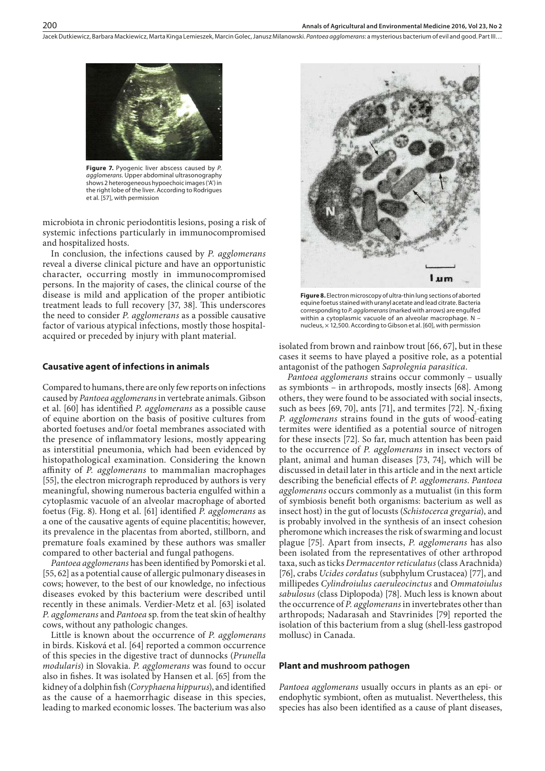**Figure 7.** Pyogenic liver abscess caused by *P. agglomerans*. Upper abdominal ultrasonography shows 2 heterogeneous hypoechoic images ('A') in the right lobe of the liver. According to Rodrigues et al. [57], with permission

microbiota in chronic periodontitis lesions, posing a risk of systemic infections particularly in immunocompromised and hospitalized hosts.

In conclusion, the infections caused by *P. agglomerans* reveal a diverse clinical picture and have an opportunistic character, occurring mostly in immunocompromised persons. In the majority of cases, the clinical course of the disease is mild and application of the proper antibiotic treatment leads to full recovery [37, 38]. This underscores the need to consider *P. agglomerans* as a possible causative factor of various atypical infections, mostly those hospital-acquired or preceded by injury with plant material.

## Causative agent of infections in animals

Compared to humans, there are only few reports on infections caused by *Pantoea agglomerans* in vertebrate animals. Gibson et al. [60] has identified *P. agglomerans* as a possible cause of equine abortion on the basis of positive cultures from aborted foetuses and/or foetal membranes associated with the presence of inflammatory lesions, mostly appearing as interstitial pneumonia, which had been evidenced by histopathological examination. Considering the known affinity of *P. agglomerans* to mammalian macrophages [55], the electron micrograph reproduced by authors is very meaningful, showing numerous bacteria engulfed within a cytoplasmic vacuole of an alveolar macrophage of aborted foetus (Fig. 8). Hong et al. [61] identified *P. agglomerans* as a one of the causative agents of equine placentitis; however, its prevalence in the placentas from aborted, stillborn, and premature foals examined by these authors was smaller compared to other bacterial and fungal pathogens.

*Pantoea agglomerans* has been identified by Pomorski et al. [55, 62] as a potential cause of allergic pulmonary diseases in cows; however, to the best of our knowledge, no infectious diseases evoked by this bacterium were described until recently in these animals. Verdier-Metz et al. [63] isolated *P. agglomerans* and *Pantoea* sp. from the teat skin of healthy cows, without any pathologic changes.

Little is known about the occurrence of *P. agglomerans* in birds. Kisková et al. [64] reported a common occurrence of this species in the digestive tract of dunnocks (*Prunella modularis*) in Slovakia. *P. agglomerans* was found to occur also in fishes. It was isolated by Hansen et al. [65] from the kidney of a dolphin fish (*Coryphaena hippurus*), and identified as the cause of a haemorrhagic disease in this species, leading to marked economic losses. The bacterium was also isolated from brown and rainbow trout [66, 67], but in these cases it seems to have played a positive role, as a potential antagonist of the pathogen *Saprolegnia parasitica*.

**Figure 8.** Electron microscopy of ultra-thin lung sections of aborted equine foetus stained with uranyl acetate and lead citrate. Bacteria corresponding to *P. agglomerans* (marked with arrows) are engulfed within a cytoplasmic vacuole of an alveolar macrophage. N – nucleus, × 12,500. According to Gibson et al. [60], with permission

*Pantoea agglomerans* strains occur commonly – usually as symbionts – in arthropods, mostly insects [68]. Among others, they were found to be associated with social insects, such as bees [69, 70], ants [71], and termites [72]. $N_2$-fixing *P. agglomerans* strains found in the guts of wood-eating termites were identified as a potential source of nitrogen for these insects [72]. So far, much attention has been paid to the occurrence of *P. agglomerans* in insect vectors of plant, animal and human diseases [73, 74], which will be discussed in detail later in this article and in the next article describing the beneficial effects of *P. agglomerans*. *Pantoea agglomerans* occurs commonly as a mutualist (in this form of symbiosis benefit both organisms: bacterium as well as insect host) in the gut of locusts (*Schistocerca gregaria*), and is probably involved in the synthesis of an insect cohesion pheromone which increases the risk of swarming and locust plague [75]. Apart from insects, *P. agglomerans* has also been isolated from the representatives of other arthropod taxa, such as ticks *Dermacentor reticulatus* (class Arachnida) [76], crabs *Ucides cordatus* (subphylum Crustacea) [77], and millipedes *Cylindroiulus caeruleocinctus* and *Ommatoiulus sabulosus* (class Diplopoda) [78]. Much less is known about the occurrence of *P. agglomerans* in invertebrates other than arthropods; Nadarasah and Stavrinides [79] reported the isolation of this bacterium from a slug (shell-less gastropod mollusc) in Canada.

## Plant and mushroom pathogen

*Pantoea agglomerans* usually occurs in plants as an epi- or endophytic symbiont, often as mutualist. Nevertheless, this species has also been identified as a cause of plant diseases,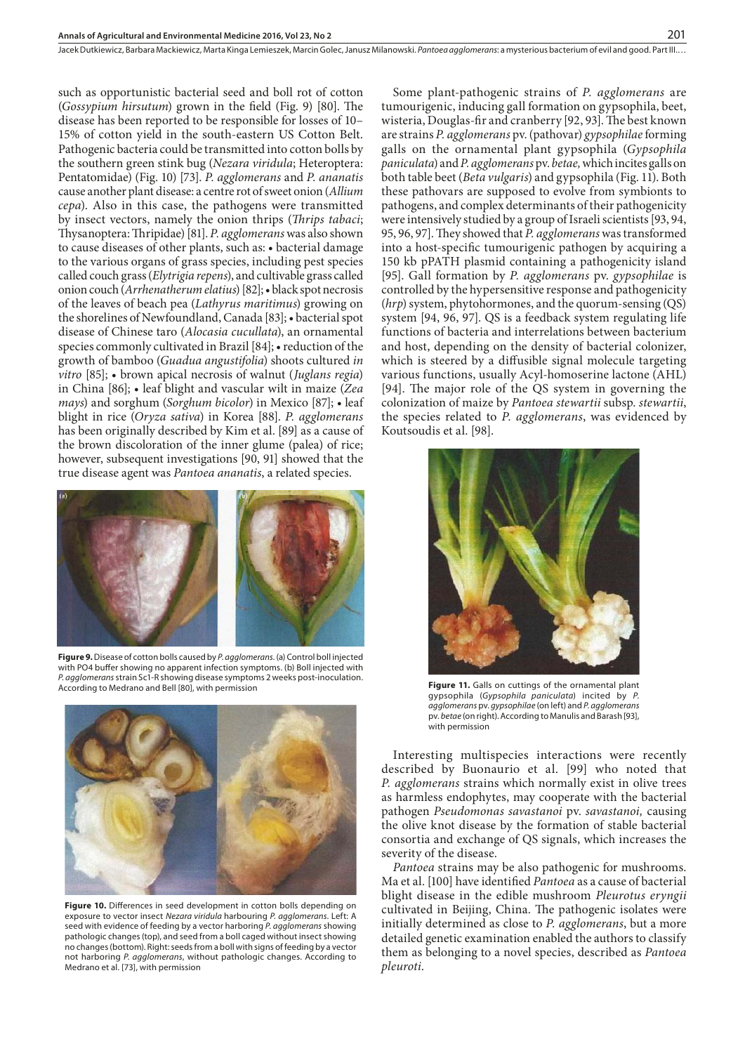such as opportunistic bacterial seed and boll rot of cotton (*Gossypium hirsutum*) grown in the field (Fig. 9) [80]. The disease has been reported to be responsible for losses of 10–15% of cotton yield in the south-eastern US Cotton Belt. Pathogenic bacteria could be transmitted into cotton bolls by the southern green stink bug (*Nezara viridula*; Heteroptera: Pentatomidae) (Fig. 10) [73]. *P. agglomerans* and *P. ananatis* cause another plant disease: a centre rot of sweet onion (*Allium cepa*). Also in this case, the pathogens were transmitted by insect vectors, namely the onion thrips (*Thrips tabaci*; Thysanoptera: Thripidae) [81]. *P. agglomerans* was also shown to cause diseases of other plants, such as: • bacterial damage to the various organs of grass species, including pest species called couch grass (*Elytrigia repens*), and cultivable grass called onion couch (*Arrhenatherum elatius*) [82]; • black spot necrosis of the leaves of beach pea (*Lathyrus maritimus*) growing on the shorelines of Newfoundland, Canada [83]; • bacterial spot disease of Chinese taro (*Alocasia cucullata*), an ornamental species commonly cultivated in Brazil [84]; • reduction of the growth of bamboo (*Guadua angustifolia*) shoots cultured *in vitro* [85]; • brown apical necrosis of walnut (*Juglans regia*) in China [86]; • leaf blight and vascular wilt in maize (*Zea mays*) and sorghum (*Sorghum bicolor*) in Mexico [87]; • leaf blight in rice (*Oryza sativa*) in Korea [88]. *P. agglomerans* has been originally described by Kim et al. [89] as a cause of the brown discoloration of the inner glume (palea) of rice; however, subsequent investigations [90, 91] showed that the true disease agent was *Pantoea ananatis*, a related species.

**Figure 9.** Disease of cotton bolls caused by *P. agglomerans*. (a) Control boll injected with PO4 buffer showing no apparent infection symptoms. (b) Boll injected with *P. agglomerans* strain Sc1-R showing disease symptoms 2 weeks post-inoculation. According to Medrano and Bell [80], with permission

**Figure 10.** Differences in seed development in cotton bolls depending on exposure to vector insect *Nezara viridula* harbouring *P. agglomerans*. Left: A seed with evidence of feeding by a vector harboring *P. agglomerans* showing pathologic changes (top), and seed from a boll caged without insect showing no changes (bottom). Right: seeds from a boll with signs of feeding by a vector not harboring *P. agglomerans*, without pathologic changes. According to Medrano et al. [73], with permission

Some plant-pathogenic strains of *P. agglomerans* are tumourigenic, inducing gall formation on gypsophila, beet, wisteria, Douglas-fir and cranberry [92, 93]. The best known are strains *P. agglomerans* pv. (pathovar) *gypsophilae* forming galls on the ornamental plant gypsophila (*Gypsophila paniculata*) and *P. agglomerans* pv. *betae,* which incites galls on both table beet (*Beta vulgaris*) and gypsophila (Fig. 11). Both these pathovars are supposed to evolve from symbionts to pathogens, and complex determinants of their pathogenicity were intensively studied by a group of Israeli scientists [93, 94, 95, 96, 97]. They showed that *P. agglomerans* was transformed into a host-specific tumourigenic pathogen by acquiring a 150 kb pPATH plasmid containing a pathogenicity island [95]. Gall formation by *P. agglomerans* pv. *gypsophilae* is controlled by the hypersensitive response and pathogenicity (*hrp*) system, phytohormones, and the quorum-sensing (QS) system [94, 96, 97]. QS is a feedback system regulating life functions of bacteria and interrelations between bacterium and host, depending on the density of bacterial colonizer, which is steered by a diffusible signal molecule targeting various functions, usually Acyl-homoserine lactone (AHL) [94]. The major role of the QS system in governing the colonization of maize by *Pantoea stewartii* subsp. *stewartii*, the species related to *P. agglomerans*, was evidenced by Koutsoudis et al. [98].

**Figure 11.** Galls on cuttings of the ornamental plant gypsophila (*Gypsophila paniculata*) incited by *P. agglomerans* pv. *gypsophilae* (on left) and *P. agglomerans* pv. *betae* (on right). According to Manulis and Barash [93], with permission

Interesting multispecies interactions were recently described by Buonaurio et al. [99] who noted that *P. agglomerans* strains which normally exist in olive trees as harmless endophytes, may cooperate with the bacterial pathogen *Pseudomonas savastanoi* pv. *savastanoi,* causing the olive knot disease by the formation of stable bacterial consortia and exchange of QS signals, which increases the severity of the disease.

*Pantoea* strains may be also pathogenic for mushrooms. Ma et al. [100] have identified *Pantoea* as a cause of bacterial blight disease in the edible mushroom *Pleurotus eryngii* cultivated in Beijing, China. The pathogenic isolates were initially determined as close to *P. agglomerans*, but a more detailed genetic examination enabled the authors to classify them as belonging to a novel species, described as *Pantoea pleuroti*.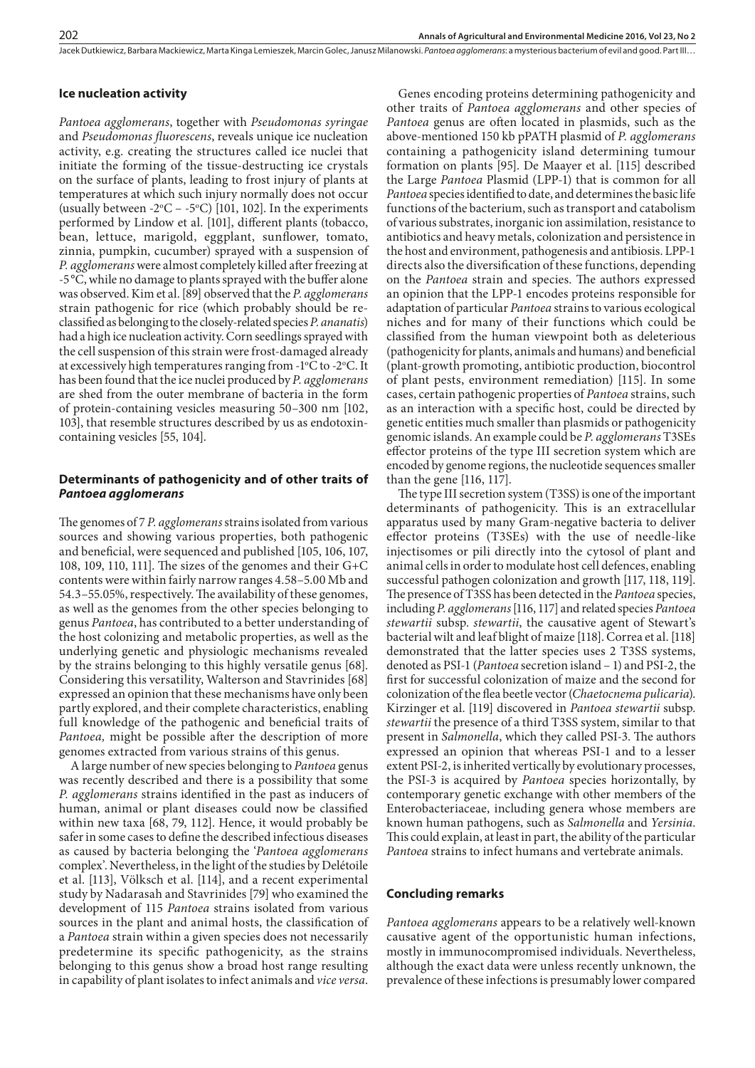### Ice nucleation activity

*Pantoea agglomerans*, together with *Pseudomonas syringae* and *Pseudomonas fluorescens*, reveals unique ice nucleation activity, e.g. creating the structures called ice nuclei that initiate the forming of the tissue-destructing ice crystals on the surface of plants, leading to frost injury of plants at temperatures at which such injury normally does not occur (usually between -2°C – -5°C) [101, 102]. In the experiments performed by Lindow et al. [101], different plants (tobacco, bean, lettuce, marigold, eggplant, sunflower, tomato, zinnia, pumpkin, cucumber) sprayed with a suspension of *P. agglomerans* were almost completely killed after freezing at -5 °C, while no damage to plants sprayed with the buffer alone was observed. Kim et al. [89] observed that the *P. agglomerans* strain pathogenic for rice (which probably should be re-classified as belonging to the closely-related species *P. ananatis*) had a high ice nucleation activity. Corn seedlings sprayed with the cell suspension of this strain were frost-damaged already at excessively high temperatures ranging from -1°C to -2°C. It has been found that the ice nuclei produced by *P. agglomerans* are shed from the outer membrane of bacteria in the form of protein-containing vesicles measuring 50–300 nm [102, 103], that resemble structures described by us as endotoxin-containing vesicles [55, 104].

### Determinants of pathogenicity and of other traits of *Pantoea agglomerans*

The genomes of 7 *P. agglomerans* strains isolated from various sources and showing various properties, both pathogenic and beneficial, were sequenced and published [105, 106, 107, 108, 109, 110, 111]. The sizes of the genomes and their G+C contents were within fairly narrow ranges 4.58–5.00 Mb and 54.3–55.05%, respectively. The availability of these genomes, as well as the genomes from the other species belonging to genus *Pantoea*, has contributed to a better understanding of the host colonizing and metabolic properties, as well as the underlying genetic and physiologic mechanisms revealed by the strains belonging to this highly versatile genus [68]. Considering this versatility, Walterson and Stavrinides [68] expressed an opinion that these mechanisms have only been partly explored, and their complete characteristics, enabling full knowledge of the pathogenic and beneficial traits of *Pantoea,* might be possible after the description of more genomes extracted from various strains of this genus.

A large number of new species belonging to *Pantoea* genus was recently described and there is a possibility that some *P. agglomerans* strains identified in the past as inducers of human, animal or plant diseases could now be classified within new taxa [68, 79, 112]. Hence, it would probably be safer in some cases to define the described infectious diseases as caused by bacteria belonging the '*Pantoea agglomerans* complex'. Nevertheless, in the light of the studies by Delétoile et al. [113], Völksch et al. [114], and a recent experimental study by Nadarasah and Stavrinides [79] who examined the development of 115 *Pantoea* strains isolated from various sources in the plant and animal hosts, the classification of a *Pantoea* strain within a given species does not necessarily predetermine its specific pathogenicity, as the strains belonging to this genus show a broad host range resulting in capability of plant isolates to infect animals and *vice versa*.

Genes encoding proteins determining pathogenicity and other traits of *Pantoea agglomerans* and other species of *Pantoea* genus are often located in plasmids, such as the above-mentioned 150 kb pPATH plasmid of *P. agglomerans* containing a pathogenicity island determining tumour formation on plants [95]. De Maayer et al. [115] described the Large *Pantoea* Plasmid (LPP-1) that is common for all *Pantoea* species identified to date, and determines the basic life functions of the bacterium, such as transport and catabolism of various substrates, inorganic ion assimilation, resistance to antibiotics and heavy metals, colonization and persistence in the host and environment, pathogenesis and antibiosis. LPP-1 directs also the diversification of these functions, depending on the *Pantoea* strain and species. The authors expressed an opinion that the LPP-1 encodes proteins responsible for adaptation of particular *Pantoea* strains to various ecological niches and for many of their functions which could be classified from the human viewpoint both as deleterious (pathogenicity for plants, animals and humans) and beneficial (plant-growth promoting, antibiotic production, biocontrol of plant pests, environment remediation) [115]. In some cases, certain pathogenic properties of *Pantoea* strains, such as an interaction with a specific host, could be directed by genetic entities much smaller than plasmids or pathogenicity genomic islands. An example could be *P. agglomerans* T3SEs effector proteins of the type III secretion system which are encoded by genome regions, the nucleotide sequences smaller than the gene [116, 117].

The type III secretion system (T3SS) is one of the important determinants of pathogenicity. This is an extracellular apparatus used by many Gram-negative bacteria to deliver effector proteins (T3SEs) with the use of needle-like injectisomes or pili directly into the cytosol of plant and animal cells in order to modulate host cell defences, enabling successful pathogen colonization and growth [117, 118, 119]. The presence of T3SS has been detected in the *Pantoea* species, including *P. agglomerans* [116, 117] and related species *Pantoea stewartii* subsp. *stewartii*, the causative agent of Stewart's bacterial wilt and leaf blight of maize [118]. Correa et al. [118] demonstrated that the latter species uses 2 T3SS systems, denoted as PSI-1 (*Pantoea* secretion island – 1) and PSI-2, the first for successful colonization of maize and the second for colonization of the flea beetle vector (*Chaetocnema pulicaria*). Kirzinger et al. [119] discovered in *Pantoea stewartii* subsp. *stewartii* the presence of a third T3SS system, similar to that present in *Salmonella*, which they called PSI-3. The authors expressed an opinion that whereas PSI-1 and to a lesser extent PSI-2, is inherited vertically by evolutionary processes, the PSI-3 is acquired by *Pantoea* species horizontally, by contemporary genetic exchange with other members of the Enterobacteriaceae, including genera whose members are known human pathogens, such as *Salmonella* and *Yersinia*. This could explain, at least in part, the ability of the particular *Pantoea* strains to infect humans and vertebrate animals.

### Concluding remarks

*Pantoea agglomerans* appears to be a relatively well-known causative agent of the opportunistic human infections, mostly in immunocompromised individuals. Nevertheless, although the exact data were unless recently unknown, the prevalence of these infections is presumably lower compared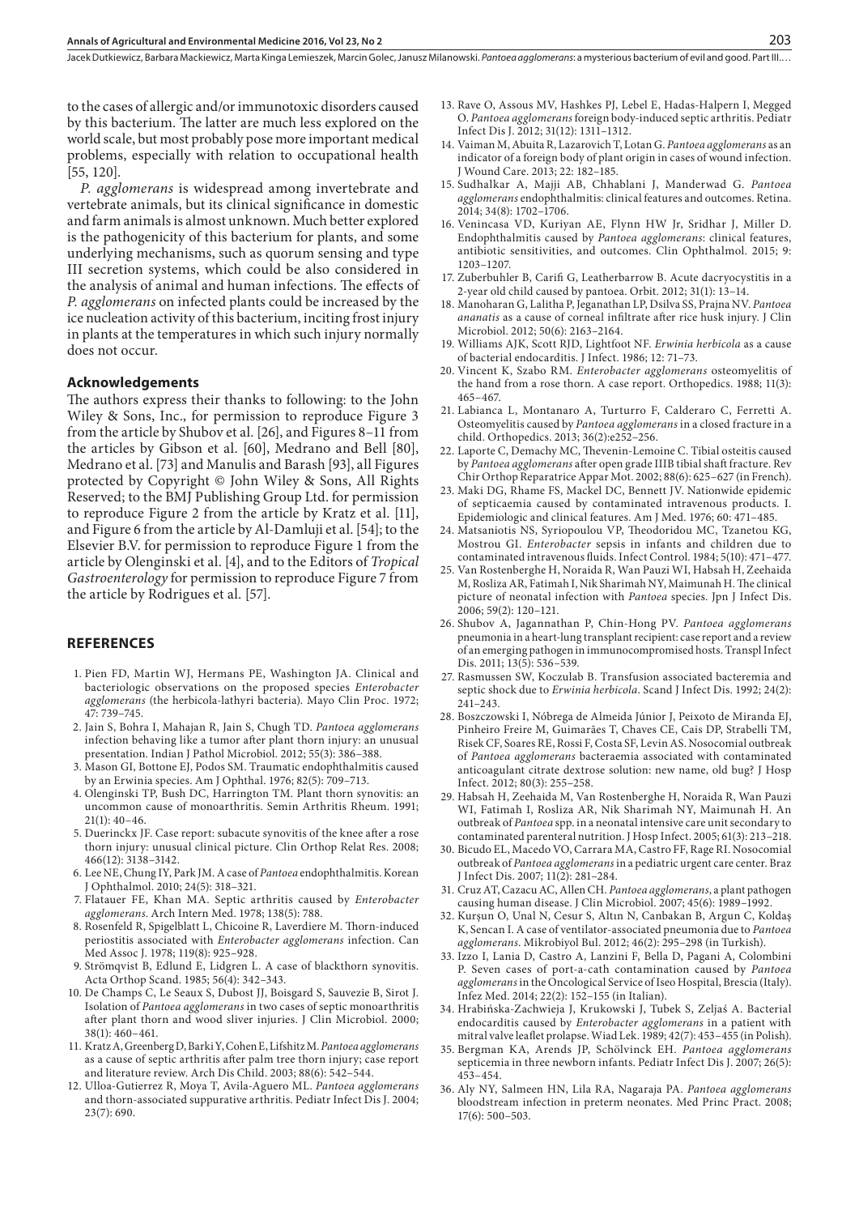to the cases of allergic and/or immunotoxic disorders caused by this bacterium. The latter are much less explored on the world scale, but most probably pose more important medical problems, especially with relation to occupational health [55, 120].

*P. agglomerans* is widespread among invertebrate and vertebrate animals, but its clinical significance in domestic and farm animals is almost unknown. Much better explored is the pathogenicity of this bacterium for plants, and some underlying mechanisms, such as quorum sensing and type III secretion systems, which could be also considered in the analysis of animal and human infections. The effects of *P. agglomerans* on infected plants could be increased by the ice nucleation activity of this bacterium, inciting frost injury in plants at the temperatures in which such injury normally does not occur.

## Acknowledgements

The authors express their thanks to following: to the John Wiley & Sons, Inc., for permission to reproduce Figure 3 from the article by Shubov et al. [26], and Figures 8–11 from the articles by Gibson et al. [60], Medrano and Bell [80], Medrano et al. [73] and Manulis and Barash [93], all Figures protected by Copyright © John Wiley & Sons, All Rights Reserved; to the BMJ Publishing Group Ltd. for permission to reproduce Figure 2 from the article by Kratz et al. [11], and Figure 6 from the article by Al-Damluji et al. [54]; to the Elsevier B.V. for permission to reproduce Figure 1 from the article by Olenginski et al. [4], and to the Editors of *Tropical Gastroenterology* for permission to reproduce Figure 7 from the article by Rodrigues et al. [57].

## REFERENCES

1. Pien FD, Martin WJ, Hermans PE, Washington JA. Clinical and bacteriologic observations on the proposed species *Enterobacter agglomerans* (the herbicola-lathyri bacteria). Mayo Clin Proc. 1972; 47: 739–745.
2. Jain S, Bohra I, Mahajan R, Jain S, Chugh TD. *Pantoea agglomerans* infection behaving like a tumor after plant thorn injury: an unusual presentation. Indian J Pathol Microbiol. 2012; 55(3): 386–388.
3. Mason GI, Bottone EJ, Podos SM. Traumatic endophthalmitis caused by an Erwinia species. Am J Ophthal. 1976; 82(5): 709–713.
4. Olenginski TP, Bush DC, Harrington TM. Plant thorn synovitis: an uncommon cause of monoarthritis. Semin Arthritis Rheum. 1991; 21(1): 40–46.
5. Duerinckx JF. Case report: subacute synovitis of the knee after a rose thorn injury: unusual clinical picture. Clin Orthop Relat Res. 2008; 466(12): 3138–3142.
6. Lee NE, Chung IY, Park JM. A case of *Pantoea* endophthalmitis. Korean J Ophthalmol. 2010; 24(5): 318–321.
7. Flatauer FE, Khan MA. Septic arthritis caused by *Enterobacter agglomerans*. Arch Intern Med. 1978; 138(5): 788.
8. Rosenfeld R, Spigelblatt L, Chicoine R, Laverdiere M. Thorn-induced periostitis associated with *Enterobacter agglomerans* infection. Can Med Assoc J. 1978; 119(8): 925–928.
9. Strömqvist B, Edlund E, Lidgren L. A case of blackthorn synovitis. Acta Orthop Scand. 1985; 56(4): 342–343.
10. De Champs C, Le Seaux S, Dubost JJ, Boisgard S, Sauvezie B, Sirot J. Isolation of *Pantoea agglomerans* in two cases of septic monoarthritis after plant thorn and wood sliver injuries. J Clin Microbiol. 2000; 38(1): 460–461.
11. Kratz A, Greenberg D, Barki Y, Cohen E, Lifshitz M. *Pantoea agglomerans* as a cause of septic arthritis after palm tree thorn injury; case report and literature review. Arch Dis Child. 2003; 88(6): 542–544.
12. Ulloa-Gutierrez R, Moya T, Avila-Aguero ML. *Pantoea agglomerans* and thorn-associated suppurative arthritis. Pediatr Infect Dis J. 2004; 23(7): 690.
13. Rave O, Assous MV, Hashkes PJ, Lebel E, Hadas-Halpern I, Megged O. *Pantoea agglomerans* foreign body-induced septic arthritis. Pediatr Infect Dis J. 2012; 31(12): 1311–1312.
14. Vaiman M, Abuita R, Lazarovich T, Lotan G. *Pantoea agglomerans* as an indicator of a foreign body of plant origin in cases of wound infection. J Wound Care. 2013; 22: 182–185.
15. Sudhalkar A, Majji AB, Chhablani J, Manderwad G. *Pantoea agglomerans* endophthalmitis: clinical features and outcomes. Retina. 2014; 34(8): 1702–1706.
16. Venincasa VD, Kuriyan AE, Flynn HW Jr, Sridhar J, Miller D. Endophthalmitis caused by *Pantoea agglomerans*: clinical features, antibiotic sensitivities, and outcomes. Clin Ophthalmol. 2015; 9: 1203–1207.
17. Zuberbuhler B, Carifi G, Leatherbarrow B. Acute dacryocystitis in a 2-year old child caused by pantoea. Orbit. 2012; 31(1): 13–14.
18. Manoharan G, Lalitha P, Jeganathan LP, Dsilva SS, Prajna NV. *Pantoea ananatis* as a cause of corneal infiltrate after rice husk injury. J Clin Microbiol. 2012; 50(6): 2163–2164.
19. Williams AJK, Scott RJD, Lightfoot NF. *Erwinia herbicola* as a cause of bacterial endocarditis. J Infect. 1986; 12: 71–73.
20. Vincent K, Szabo RM. *Enterobacter agglomerans* osteomyelitis of the hand from a rose thorn. A case report. Orthopedics. 1988; 11(3): 465–467.
21. Labianca L, Montanaro A, Turturro F, Calderaro C, Ferretti A. Osteomyelitis caused by *Pantoea agglomerans* in a closed fracture in a child. Orthopedics. 2013; 36(2):e252–256.
22. Laporte C, Demachy MC, Thevenin-Lemoine C. Tibial osteitis caused by *Pantoea agglomerans* after open grade IIIB tibial shaft fracture. Rev Chir Orthop Reparatrice Appar Mot. 2002; 88(6): 625–627 (in French).
23. Maki DG, Rhame FS, Mackel DC, Bennett JV. Nationwide epidemic of septicaemia caused by contaminated intravenous products. I. Epidemiologic and clinical features. Am J Med. 1976; 60: 471–485.
24. Matsaniotis NS, Syriopoulou VP, Theodoridou MC, Tzanetou KG, Mostrou GI. *Enterobacter* sepsis in infants and children due to contaminated intravenous fluids. Infect Control. 1984; 5(10): 471–477.
25. Van Rostenberghe H, Noraida R, Wan Pauzi WI, Habsah H, Zeehaida M, Rosliza AR, Fatimah I, Nik Sharimah NY, Maimunah H. The clinical picture of neonatal infection with *Pantoea* species. Jpn J Infect Dis. 2006; 59(2): 120–121.
26. Shubov A, Jagannathan P, Chin-Hong PV. *Pantoea agglomerans* pneumonia in a heart-lung transplant recipient: case report and a review of an emerging pathogen in immunocompromised hosts. Transpl Infect Dis. 2011; 13(5): 536–539.
27. Rasmussen SW, Koczulab B. Transfusion associated bacteremia and septic shock due to *Erwinia herbicola*. Scand J Infect Dis. 1992; 24(2): 241–243.
28. Boszczowski I, Nóbrega de Almeida Júnior J, Peixoto de Miranda EJ, Pinheiro Freire M, Guimarães T, Chaves CE, Cais DP, Strabelli TM, Risek CF, Soares RE, Rossi F, Costa SF, Levin AS. Nosocomial outbreak of *Pantoea agglomerans* bacteraemia associated with contaminated anticoagulant citrate dextrose solution: new name, old bug? J Hosp Infect. 2012; 80(3): 255–258.
29. Habsah H, Zeehaida M, Van Rostenberghe H, Noraida R, Wan Pauzi WI, Fatimah I, Rosliza AR, Nik Sharimah NY, Maimunah H. An outbreak of *Pantoea* spp. in a neonatal intensive care unit secondary to contaminated parenteral nutrition. J Hosp Infect. 2005; 61(3): 213–218.
30. Bicudo EL, Macedo VO, Carrara MA, Castro FF, Rage RI. Nosocomial outbreak of *Pantoea agglomerans* in a pediatric urgent care center. Braz J Infect Dis. 2007; 11(2): 281–284.
31. Cruz AT, Cazacu AC, Allen CH. *Pantoea agglomerans*, a plant pathogen causing human disease. J Clin Microbiol. 2007; 45(6): 1989–1992.
32. Kurşun O, Unal N, Cesur S, Altın N, Canbakan B, Argun C, Koldaş K, Sencan I. A case of ventilator-associated pneumonia due to *Pantoea agglomerans*. Mikrobiyol Bul. 2012; 46(2): 295–298 (in Turkish).
33. Izzo I, Lania D, Castro A, Lanzini F, Bella D, Pagani A, Colombini P. Seven cases of port-a-cath contamination caused by *Pantoea agglomerans* in the Oncological Service of Iseo Hospital, Brescia (Italy). Infez Med. 2014; 22(2): 152–155 (in Italian).
34. Hrabińska-Zachwieja J, Krukowski J, Tubek S, Zeljaś A. Bacterial endocarditis caused by *Enterobacter agglomerans* in a patient with mitral valve leaflet prolapse. Wiad Lek. 1989; 42(7): 453–455 (in Polish).
35. Bergman KA, Arends JP, Schölvinck EH. *Pantoea agglomerans* septicemia in three newborn infants. Pediatr Infect Dis J. 2007; 26(5): 453–454.
36. Aly NY, Salmeen HN, Lila RA, Nagaraja PA. *Pantoea agglomerans* bloodstream infection in preterm neonates. Med Princ Pract. 2008; 17(6): 500–503.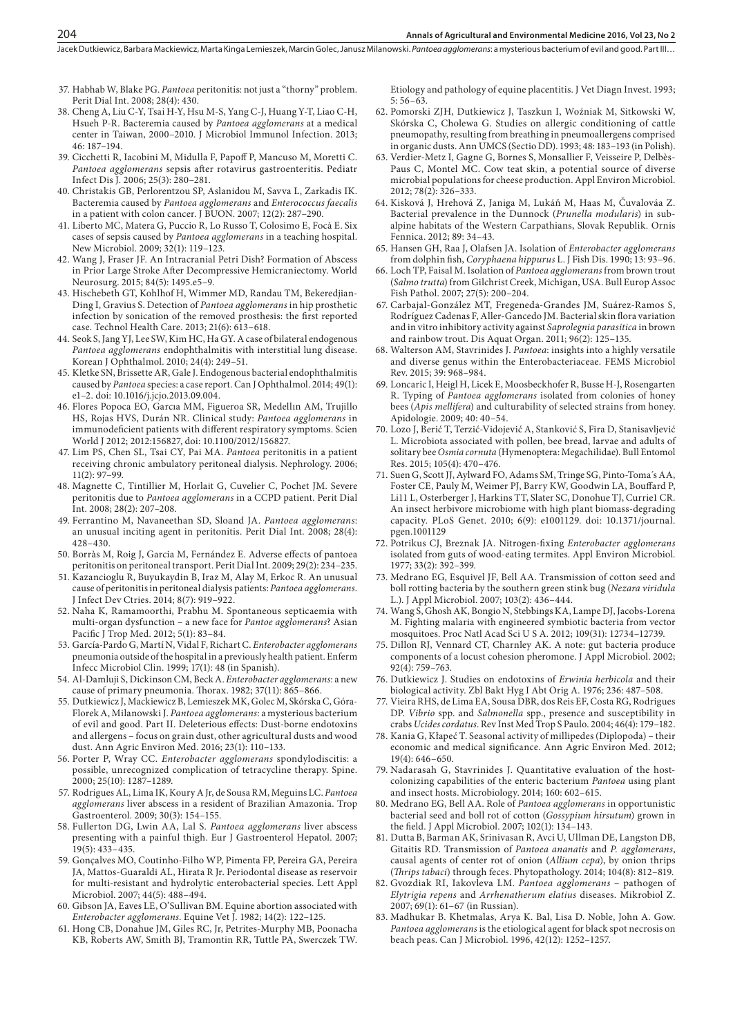37. Habhab W, Blake PG. *Pantoea* peritonitis: not just a "thorny" problem. Perit Dial Int. 2008; 28(4): 430.
38. Cheng A, Liu C-Y, Tsai H-Y, Hsu M-S, Yang C-J, Huang Y-T, Liao C-H, Hsueh P-R. Bacteremia caused by *Pantoea agglomerans* at a medical center in Taiwan, 2000–2010. J Microbiol Immunol Infection. 2013; 46: 187–194.
39. Cicchetti R, Iacobini M, Midulla F, Papoff P, Mancuso M, Moretti C. *Pantoea agglomerans* sepsis after rotavirus gastroenteritis. Pediatr Infect Dis J. 2006; 25(3): 280–281.
40. Christakis GB, Perlorentzou SP, Aslanidou M, Savva L, Zarkadis IK. Bacteremia caused by *Pantoea agglomerans* and *Enterococcus faecalis* in a patient with colon cancer. J BUON. 2007; 12(2): 287–290.
41. Liberto MC, Matera G, Puccio R, Lo Russo T, Colosimo E, Focà E. Six cases of sepsis caused by *Pantoea agglomerans* in a teaching hospital. New Microbiol. 2009; 32(1): 119–123.
42. Wang J, Fraser JF. An Intracranial Petri Dish? Formation of Abscess in Prior Large Stroke After Decompressive Hemicraniectomy. World Neurosurg. 2015; 84(5): 1495.e5–9.
43. Hischebeth GT, Kohlhof H, Wimmer MD, Randau TM, Bekeredjian-Ding I, Gravius S. Detection of *Pantoea agglomerans* in hip prosthetic infection by sonication of the removed prosthesis: the first reported case. Technol Health Care. 2013; 21(6): 613–618.
44. Seok S, Jang YJ, Lee SW, Kim HC, Ha GY. A case of bilateral endogenous *Pantoea agglomerans* endophthalmitis with interstitial lung disease. Korean J Ophthalmol. 2010; 24(4): 249–51.
45. Kletke SN, Brissette AR, Gale J. Endogenous bacterial endophthalmitis caused by *Pantoea* species: a case report. Can J Ophthalmol. 2014; 49(1): e1–2. doi: 10.1016/j.jcjo.2013.09.004.
46. Flores Popoca EO, Garcıa MM, Figueroa SR, Medellın AM, Trujillo HS, Rojas HVS, Durán NR. Clinical study: *Pantoea agglomerans* in immunodeficient patients with different respiratory symptoms. Scien World J 2012; 2012:156827, doi: 10.1100/2012/156827.
47. Lim PS, Chen SL, Tsai CY, Pai MA. *Pantoea* peritonitis in a patient receiving chronic ambulatory peritoneal dialysis. Nephrology. 2006; 11(2): 97–99.
48. Magnette C, Tintillier M, Horlait G, Cuvelier C, Pochet JM. Severe peritonitis due to *Pantoea agglomerans* in a CCPD patient. Perit Dial Int. 2008; 28(2): 207–208.
49. Ferrantino M, Navaneethan SD, Sloand JA. *Pantoea agglomerans*: an unusual inciting agent in peritonitis. Perit Dial Int. 2008; 28(4): 428–430.
50. Borràs M, Roig J, Garcia M, Fernández E. Adverse effects of pantoea peritonitis on peritoneal transport. Perit Dial Int. 2009; 29(2): 234–235.
51. Kazancioglu R, Buyukaydin B, Iraz M, Alay M, Erkoc R. An unusual cause of peritonitis in peritoneal dialysis patients: *Pantoea agglomerans*. J Infect Dev Ctries. 2014; 8(7): 919–922.
52. Naha K, Ramamoorthi, Prabhu M. Spontaneous septicaemia with multi-organ dysfunction – a new face for *Pantoe agglomerans*? Asian Pacific J Trop Med. 2012; 5(1): 83–84.
53. García-Pardo G, Martí N, Vidal F, Richart C. *Enterobacter agglomerans* pneumonia outside of the hospital in a previously health patient. Enferm Infecc Microbiol Clin. 1999; 17(1): 48 (in Spanish).
54. Al-Damluji S, Dickinson CM, Beck A. *Enterobacter agglomerans*: a new cause of primary pneumonia. Thorax. 1982; 37(11): 865–866.
55. Dutkiewicz J, Mackiewicz B, Lemieszek MK, Golec M, Skórska C, Góra-Florek A, Milanowski J. *Pantoea agglomerans*: a mysterious bacterium of evil and good. Part II. Deleterious effects: Dust-borne endotoxins and allergens – focus on grain dust, other agricultural dusts and wood dust. Ann Agric Environ Med. 2016; 23(1): 110–133.
56. Porter P, Wray CC. *Enterobacter agglomerans* spondylodiscitis: a possible, unrecognized complication of tetracycline therapy. Spine. 2000; 25(10): 1287–1289.
57. Rodrigues AL, Lima IK, Koury A Jr, de Sousa RM, Meguins LC. *Pantoea agglomerans* liver abscess in a resident of Brazilian Amazonia. Trop Gastroenterol. 2009; 30(3): 154–155.
58. Fullerton DG, Lwin AA, Lal S. *Pantoea agglomerans* liver abscess presenting with a painful thigh. Eur J Gastroenterol Hepatol. 2007; 19(5): 433–435.
59. Gonçalves MO, Coutinho-Filho WP, Pimenta FP, Pereira GA, Pereira JA, Mattos-Guaraldi AL, Hirata R Jr. Periodontal disease as reservoir for multi-resistant and hydrolytic enterobacterial species. Lett Appl Microbiol. 2007; 44(5): 488–494.
60. Gibson JA, Eaves LE, O'Sullivan BM. Equine abortion associated with *Enterobacter agglomerans*. Equine Vet J. 1982; 14(2): 122–125.
61. Hong CB, Donahue JM, Giles RC, Jr, Petrites-Murphy MB, Poonacha KB, Roberts AW, Smith BJ, Tramontin RR, Tuttle PA, Swerczek TW. Etiology and pathology of equine placentitis. J Vet Diagn Invest. 1993; 5: 56–63.
62. Pomorski ZJH, Dutkiewicz J, Taszkun I, Woźniak M, Sitkowski W, Skórska C, Cholewa G. Studies on allergic conditioning of cattle pneumopathy, resulting from breathing in pneumoallergens comprised in organic dusts. Ann UMCS (Sectio DD). 1993; 48: 183–193 (in Polish).
63. Verdier-Metz I, Gagne G, Bornes S, Monsallier F, Veisseire P, Delbès-Paus C, Montel MC. Cow teat skin, a potential source of diverse microbial populations for cheese production. Appl Environ Microbiol. 2012; 78(2): 326–333.
64. Kisková J, Hrehová Z, Janiga M, Lukáň M, Haas M, Čuvalováa Z. Bacterial prevalence in the Dunnock (*Prunella modularis*) in sub-alpine habitats of the Western Carpathians, Slovak Republik. Ornis Fennica. 2012; 89: 34–43.
65. Hansen GH, Raa J, Olafsen JA. Isolation of *Enterobacter agglomerans* from dolphin fish, *Coryphaena hippurus* L. J Fish Dis. 1990; 13: 93–96.
66. Loch TP, Faisal M. Isolation of *Pantoea agglomerans* from brown trout (*Salmo trutta*) from Gilchrist Creek, Michigan, USA. Bull Europ Assoc Fish Pathol. 2007; 27(5): 200–204.
67. Carbajal-González MT, Fregeneda-Grandes JM, Suárez-Ramos S, Rodríguez Cadenas F, Aller-Gancedo JM. Bacterial skin flora variation and in vitro inhibitory activity against *Saprolegnia parasitica* in brown and rainbow trout. Dis Aquat Organ. 2011; 96(2): 125–135.
68. Walterson AM, Stavrinides J. *Pantoea*: insights into a highly versatile and diverse genus within the Enterobacteriaceae. FEMS Microbiol Rev. 2015; 39: 968–984.
69. Loncaric I, Heigl H, Licek E, Moosbeckhofer R, Busse H-J, Rosengarten R. Typing of *Pantoea agglomerans* isolated from colonies of honey bees (*Apis mellifera*) and culturability of selected strains from honey. Apidologie. 2009; 40: 40–54.
70. Lozo J, Berić T, Terzić-Vidojević A, Stanković S, Fira D, Stanisavljević L. Microbiota associated with pollen, bee bread, larvae and adults of solitary bee *Osmia cornuta* (Hymenoptera: Megachilidae). Bull Entomol Res. 2015; 105(4): 470–476.
71. Suen G, Scott JJ, Aylward FO, Adams SM, Tringe SG, Pinto-Toma´s AA, Foster CE, Pauly M, Weimer PJ, Barry KW, Goodwin LA, Bouffard P, Li11 L, Osterberger J, Harkins TT, Slater SC, Donohue TJ, Currie1 CR. An insect herbivore microbiome with high plant biomass-degrading capacity. PLoS Genet. 2010; 6(9): e1001129. doi: 10.1371/journal.pgen.1001129
72. Potrikus CJ, Breznak JA. Nitrogen-fixing *Enterobacter agglomerans* isolated from guts of wood-eating termites. Appl Environ Microbiol. 1977; 33(2): 392–399.
73. Medrano EG, Esquivel JF, Bell AA. Transmission of cotton seed and boll rotting bacteria by the southern green stink bug (*Nezara viridula* L.). J Appl Microbiol. 2007; 103(2): 436–444.
74. Wang S, Ghosh AK, Bongio N, Stebbings KA, Lampe DJ, Jacobs-Lorena M. Fighting malaria with engineered symbiotic bacteria from vector mosquitoes. Proc Natl Acad Sci U S A. 2012; 109(31): 12734–12739.
75. Dillon RJ, Vennard CT, Charnley AK. A note: gut bacteria produce components of a locust cohesion pheromone. J Appl Microbiol. 2002; 92(4): 759–763.
76. Dutkiewicz J. Studies on endotoxins of *Erwinia herbicola* and their biological activity. Zbl Bakt Hyg I Abt Orig A. 1976; 236: 487–508.
77. Vieira RHS, de Lima EA, Sousa DBR, dos Reis EF, Costa RG, Rodrigues DP. *Vibrio* spp. and *Salmonella* spp., presence and susceptibility in crabs *Ucides cordatus*. Rev Inst Med Trop S Paulo. 2004; 46(4): 179–182.
78. Kania G, Kłapeć T. Seasonal activity of millipedes (Diplopoda) – their economic and medical significance. Ann Agric Environ Med. 2012; 19(4): 646–650.
79. Nadarasah G, Stavrinides J. Quantitative evaluation of the host-colonizing capabilities of the enteric bacterium *Pantoea* using plant and insect hosts. Microbiology. 2014; 160: 602–615.
80. Medrano EG, Bell AA. Role of *Pantoea agglomerans* in opportunistic bacterial seed and boll rot of cotton (*Gossypium hirsutum*) grown in the field. J Appl Microbiol. 2007; 102(1): 134–143.
81. Dutta B, Barman AK, Srinivasan R, Avci U, Ullman DE, Langston DB, Gitaitis RD. Transmission of *Pantoea ananatis* and *P. agglomerans*, causal agents of center rot of onion (*Allium cepa*), by onion thrips (*Thrips tabaci*) through feces. Phytopathology. 2014; 104(8): 812–819.
82. Gvozdiak RI, Iakovleva LM. *Pantoea agglomerans* – pathogen of *Elytrigia repens* and *Arrhenatherum elatius* diseases. Mikrobiol Z. 2007; 69(1): 61–67 (in Russian).
83. Madhukar B. Khetmalas, Arya K. Bal, Lisa D. Noble, John A. Gow. *Pantoea agglomerans* is the etiological agent for black spot necrosis on beach peas. Can J Microbiol. 1996, 42(12): 1252–1257.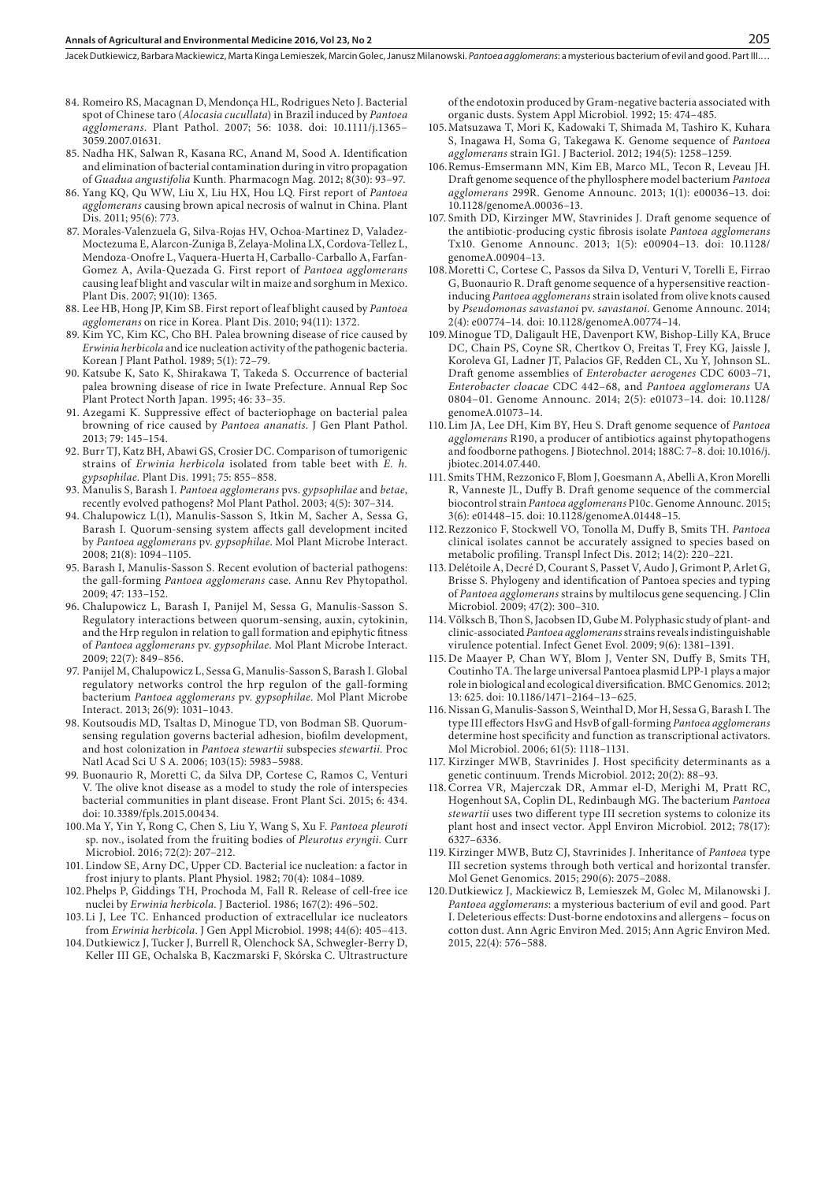84. Romeiro RS, Macagnan D, Mendonça HL, Rodrigues Neto J. Bacterial spot of Chinese taro (*Alocasia cucullata*) in Brazil induced by *Pantoea agglomerans*. Plant Pathol. 2007; 56: 1038. doi: 10.1111/j.1365–3059.2007.01631.
85. Nadha HK, Salwan R, Kasana RC, Anand M, Sood A. Identification and elimination of bacterial contamination during in vitro propagation of *Guadua angustifolia* Kunth. Pharmacogn Mag. 2012; 8(30): 93–97.
86. Yang KQ, Qu WW, Liu X, Liu HX, Hou LQ. First report of *Pantoea agglomerans* causing brown apical necrosis of walnut in China. Plant Dis. 2011; 95(6): 773.
87. Morales-Valenzuela G, Silva-Rojas HV, Ochoa-Martinez D, Valadez-Moctezuma E, Alarcon-Zuniga B, Zelaya-Molina LX, Cordova-Tellez L, Mendoza-Onofre L, Vaquera-Huerta H, Carballo-Carballo A, Farfan-Gomez A, Avila-Quezada G. First report of *Pantoea agglomerans* causing leaf blight and vascular wilt in maize and sorghum in Mexico. Plant Dis. 2007; 91(10): 1365.
88. Lee HB, Hong JP, Kim SB. First report of leaf blight caused by *Pantoea agglomerans* on rice in Korea. Plant Dis. 2010; 94(11): 1372.
89. Kim YC, Kim KC, Cho BH. Palea browning disease of rice caused by *Erwinia herbicola* and ice nucleation activity of the pathogenic bacteria. Korean J Plant Pathol. 1989; 5(1): 72–79.
90. Katsube K, Sato K, Shirakawa T, Takeda S. Occurrence of bacterial palea browning disease of rice in Iwate Prefecture. Annual Rep Soc Plant Protect North Japan. 1995; 46: 33–35.
91. Azegami K. Suppressive effect of bacteriophage on bacterial palea browning of rice caused by *Pantoea ananatis*. J Gen Plant Pathol. 2013; 79: 145–154.
92. Burr TJ, Katz BH, Abawi GS, Crosier DC. Comparison of tumorigenic strains of *Erwinia herbicola* isolated from table beet with *E. h. gypsophilae*. Plant Dis. 1991; 75: 855–858.
93. Manulis S, Barash I. *Pantoea agglomerans* pvs. *gypsophilae* and *betae*, recently evolved pathogens? Mol Plant Pathol. 2003; 4(5): 307–314.
94. Chalupowicz L(1), Manulis-Sasson S, Itkin M, Sacher A, Sessa G, Barash I. Quorum-sensing system affects gall development incited by *Pantoea agglomerans* pv. *gypsophilae*. Mol Plant Microbe Interact. 2008; 21(8): 1094–1105.
95. Barash I, Manulis-Sasson S. Recent evolution of bacterial pathogens: the gall-forming *Pantoea agglomerans* case. Annu Rev Phytopathol. 2009; 47: 133–152.
96. Chalupowicz L, Barash I, Panijel M, Sessa G, Manulis-Sasson S. Regulatory interactions between quorum-sensing, auxin, cytokinin, and the Hrp regulon in relation to gall formation and epiphytic fitness of *Pantoea agglomerans* pv. *gypsophilae*. Mol Plant Microbe Interact. 2009; 22(7): 849–856.
97. Panijel M, Chalupowicz L, Sessa G, Manulis-Sasson S, Barash I. Global regulatory networks control the hrp regulon of the gall-forming bacterium *Pantoea agglomerans* pv. *gypsophilae*. Mol Plant Microbe Interact. 2013; 26(9): 1031–1043.
98. Koutsoudis MD, Tsaltas D, Minogue TD, von Bodman SB. Quorum-sensing regulation governs bacterial adhesion, biofilm development, and host colonization in *Pantoea stewartii* subspecies *stewartii*. Proc Natl Acad Sci U S A. 2006; 103(15): 5983–5988.
99. Buonaurio R, Moretti C, da Silva DP, Cortese C, Ramos C, Venturi V. The olive knot disease as a model to study the role of interspecies bacterial communities in plant disease. Front Plant Sci. 2015; 6: 434. doi: 10.3389/fpls.2015.00434.
100. Ma Y, Yin Y, Rong C, Chen S, Liu Y, Wang S, Xu F. *Pantoea pleuroti* sp. nov., isolated from the fruiting bodies of *Pleurotus eryngii*. Curr Microbiol. 2016; 72(2): 207–212.
101. Lindow SE, Arny DC, Upper CD. Bacterial ice nucleation: a factor in frost injury to plants. Plant Physiol. 1982; 70(4): 1084–1089.
102. Phelps P, Giddings TH, Prochoda M, Fall R. Release of cell-free ice nuclei by *Erwinia herbicola*. J Bacteriol. 1986; 167(2): 496–502.
103. Li J, Lee TC. Enhanced production of extracellular ice nucleators from *Erwinia herbicola*. J Gen Appl Microbiol. 1998; 44(6): 405–413.
104. Dutkiewicz J, Tucker J, Burrell R, Olenchock SA, Schwegler-Berry D, Keller III GE, Ochalska B, Kaczmarski F, Skórska C. Ultrastructure of the endotoxin produced by Gram-negative bacteria associated with organic dusts. System Appl Microbiol. 1992; 15: 474–485.
105. Matsuzawa T, Mori K, Kadowaki T, Shimada M, Tashiro K, Kuhara S, Inagawa H, Soma G, Takegawa K. Genome sequence of *Pantoea agglomerans* strain IG1. J Bacteriol. 2012; 194(5): 1258–1259.
106. Remus-Emsermann MN, Kim EB, Marco ML, Tecon R, Leveau JH. Draft genome sequence of the phyllosphere model bacterium *Pantoea agglomerans* 299R. Genome Announc. 2013; 1(1): e00036–13. doi: 10.1128/genomeA.00036–13.
107. Smith DD, Kirzinger MW, Stavrinides J. Draft genome sequence of the antibiotic-producing cystic fibrosis isolate *Pantoea agglomerans* Tx10. Genome Announc. 2013; 1(5): e00904–13. doi: 10.1128/genomeA.00904–13.
108. Moretti C, Cortese C, Passos da Silva D, Venturi V, Torelli E, Firrao G, Buonaurio R. Draft genome sequence of a hypersensitive reaction-inducing *Pantoea agglomerans* strain isolated from olive knots caused by *Pseudomonas savastanoi* pv. *savastanoi*. Genome Announc. 2014; 2(4): e00774–14. doi: 10.1128/genomeA.00774–14.
109. Minogue TD, Daligault HE, Davenport KW, Bishop-Lilly KA, Bruce DC, Chain PS, Coyne SR, Chertkov O, Freitas T, Frey KG, Jaissle J, Koroleva GI, Ladner JT, Palacios GF, Redden CL, Xu Y, Johnson SL. Draft genome assemblies of *Enterobacter aerogenes* CDC 6003–71, *Enterobacter cloacae* CDC 442–68, and *Pantoea agglomerans* UA 0804–01. Genome Announc. 2014; 2(5): e01073–14. doi: 10.1128/genomeA.01073–14.
110. Lim JA, Lee DH, Kim BY, Heu S. Draft genome sequence of *Pantoea agglomerans* R190, a producer of antibiotics against phytopathogens and foodborne pathogens. J Biotechnol. 2014; 188C: 7–8. doi: 10.1016/j.jbiotec.2014.07.440.
111. Smits THM, Rezzonico F, Blom J, Goesmann A, Abelli A, Kron Morelli R, Vanneste JL, Duffy B. Draft genome sequence of the commercial biocontrol strain *Pantoea agglomerans* P10c. Genome Announc. 2015; 3(6): e01448–15. doi: 10.1128/genomeA.01448–15.
112. Rezzonico F, Stockwell VO, Tonolla M, Duffy B, Smits TH. *Pantoea* clinical isolates cannot be accurately assigned to species based on metabolic profiling. Transpl Infect Dis. 2012; 14(2): 220–221.
113. Delétoile A, Decré D, Courant S, Passet V, Audo J, Grimont P, Arlet G, Brisse S. Phylogeny and identification of Pantoea species and typing of *Pantoea agglomerans* strains by multilocus gene sequencing. J Clin Microbiol. 2009; 47(2): 300–310.
114. Völksch B, Thon S, Jacobsen ID, Gube M. Polyphasic study of plant- and clinic-associated *Pantoea agglomerans* strains reveals indistinguishable virulence potential. Infect Genet Evol. 2009; 9(6): 1381–1391.
115. De Maayer P, Chan WY, Blom J, Venter SN, Duffy B, Smits TH, Coutinho TA. The large universal Pantoea plasmid LPP-1 plays a major role in biological and ecological diversification. BMC Genomics. 2012; 13: 625. doi: 10.1186/1471–2164–13–625.
116. Nissan G, Manulis-Sasson S, Weinthal D, Mor H, Sessa G, Barash I. The type III effectors HsvG and HsvB of gall-forming *Pantoea agglomerans* determine host specificity and function as transcriptional activators. Mol Microbiol. 2006; 61(5): 1118–1131.
117. Kirzinger MWB, Stavrinides J. Host specificity determinants as a genetic continuum. Trends Microbiol. 2012; 20(2): 88–93.
118. Correa VR, Majerczak DR, Ammar el-D, Merighi M, Pratt RC, Hogenhout SA, Coplin DL, Redinbaugh MG. The bacterium *Pantoea stewartii* uses two different type III secretion systems to colonize its plant host and insect vector. Appl Environ Microbiol. 2012; 78(17): 6327–6336.
119. Kirzinger MWB, Butz CJ, Stavrinides J. Inheritance of *Pantoea* type III secretion systems through both vertical and horizontal transfer. Mol Genet Genomics. 2015; 290(6): 2075–2088.
120. Dutkiewicz J, Mackiewicz B, Lemieszek M, Golec M, Milanowski J. *Pantoea agglomerans*: a mysterious bacterium of evil and good. Part I. Deleterious effects: Dust-borne endotoxins and allergens – focus on cotton dust. Ann Agric Environ Med. 2015; Ann Agric Environ Med. 2015, 22(4): 576–588.